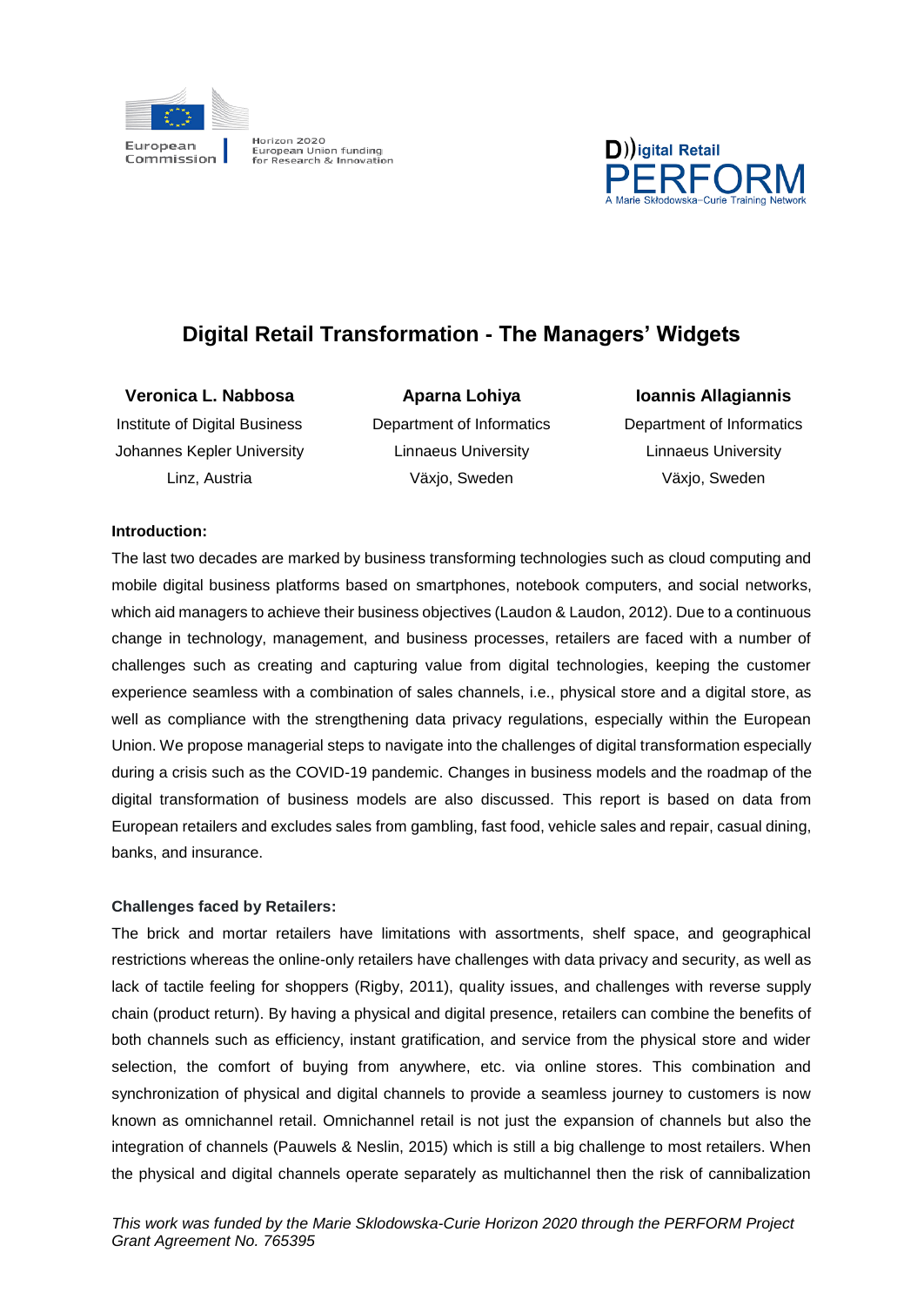# Digital Retail Transformation - The Managers' Widgets

**Veronica L. Nabbosa**
Institute of Digital Business
Johannes Kepler University
Linz, Austria

**Aparna Lohiya**
Department of Informatics
Linnaeus University
Växjo, Sweden

**Ioannis Allagiannis**
Department of Informatics
Linnaeus University
Växjo, Sweden

**Introduction:**

The last two decades are marked by business transforming technologies such as cloud computing and mobile digital business platforms based on smartphones, notebook computers, and social networks, which aid managers to achieve their business objectives (Laudon & Laudon, 2012). Due to a continuous change in technology, management, and business processes, retailers are faced with a number of challenges such as creating and capturing value from digital technologies, keeping the customer experience seamless with a combination of sales channels, i.e., physical store and a digital store, as well as compliance with the strengthening data privacy regulations, especially within the European Union. We propose managerial steps to navigate into the challenges of digital transformation especially during a crisis such as the COVID-19 pandemic. Changes in business models and the roadmap of the digital transformation of business models are also discussed. This report is based on data from European retailers and excludes sales from gambling, fast food, vehicle sales and repair, casual dining, banks, and insurance.

**Challenges faced by Retailers:**

The brick and mortar retailers have limitations with assortments, shelf space, and geographical restrictions whereas the online-only retailers have challenges with data privacy and security, as well as lack of tactile feeling for shoppers (Rigby, 2011), quality issues, and challenges with reverse supply chain (product return). By having a physical and digital presence, retailers can combine the benefits of both channels such as efficiency, instant gratification, and service from the physical store and wider selection, the comfort of buying from anywhere, etc. via online stores. This combination and synchronization of physical and digital channels to provide a seamless journey to customers is now known as omnichannel retail. Omnichannel retail is not just the expansion of channels but also the integration of channels (Pauwels & Neslin, 2015) which is still a big challenge to most retailers. When the physical and digital channels operate separately as multichannel then the risk of cannibalization

*This work was funded by the Marie Sklodowska-Curie Horizon 2020 through the PERFORM Project Grant Agreement No. 765395*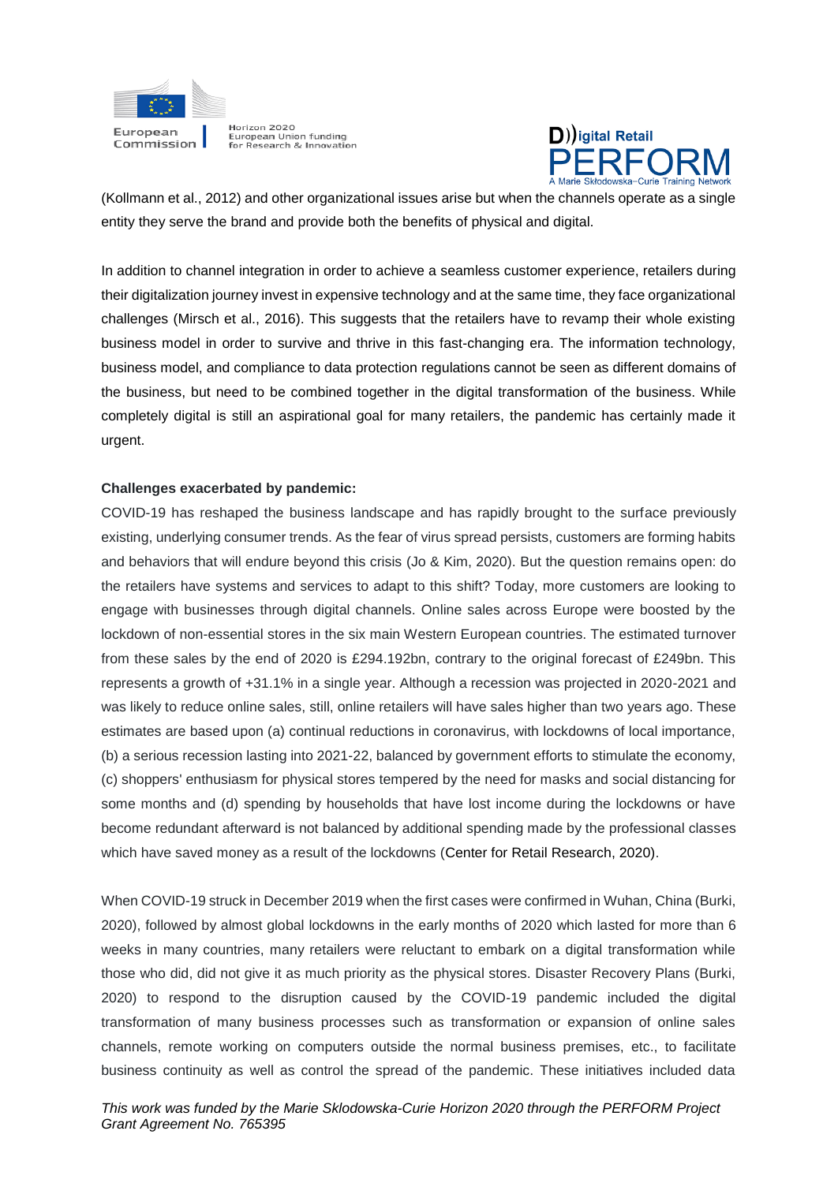(Kollmann et al., 2012) and other organizational issues arise but when the channels operate as a single entity they serve the brand and provide both the benefits of physical and digital.

In addition to channel integration in order to achieve a seamless customer experience, retailers during their digitalization journey invest in expensive technology and at the same time, they face organizational challenges (Mirsch et al., 2016). This suggests that the retailers have to revamp their whole existing business model in order to survive and thrive in this fast-changing era. The information technology, business model, and compliance to data protection regulations cannot be seen as different domains of the business, but need to be combined together in the digital transformation of the business. While completely digital is still an aspirational goal for many retailers, the pandemic has certainly made it urgent.

**Challenges exacerbated by pandemic:**

COVID-19 has reshaped the business landscape and has rapidly brought to the surface previously existing, underlying consumer trends. As the fear of virus spread persists, customers are forming habits and behaviors that will endure beyond this crisis (Jo & Kim, 2020). But the question remains open: do the retailers have systems and services to adapt to this shift? Today, more customers are looking to engage with businesses through digital channels. Online sales across Europe were boosted by the lockdown of non-essential stores in the six main Western European countries. The estimated turnover from these sales by the end of 2020 is £294.192bn, contrary to the original forecast of £249bn. This represents a growth of +31.1% in a single year. Although a recession was projected in 2020-2021 and was likely to reduce online sales, still, online retailers will have sales higher than two years ago. These estimates are based upon (a) continual reductions in coronavirus, with lockdowns of local importance, (b) a serious recession lasting into 2021-22, balanced by government efforts to stimulate the economy, (c) shoppers' enthusiasm for physical stores tempered by the need for masks and social distancing for some months and (d) spending by households that have lost income during the lockdowns or have become redundant afterward is not balanced by additional spending made by the professional classes which have saved money as a result of the lockdowns (Center for Retail Research, 2020).

When COVID-19 struck in December 2019 when the first cases were confirmed in Wuhan, China (Burki, 2020), followed by almost global lockdowns in the early months of 2020 which lasted for more than 6 weeks in many countries, many retailers were reluctant to embark on a digital transformation while those who did, did not give it as much priority as the physical stores. Disaster Recovery Plans (Burki, 2020) to respond to the disruption caused by the COVID-19 pandemic included the digital transformation of many business processes such as transformation or expansion of online sales channels, remote working on computers outside the normal business premises, etc., to facilitate business continuity as well as control the spread of the pandemic. These initiatives included data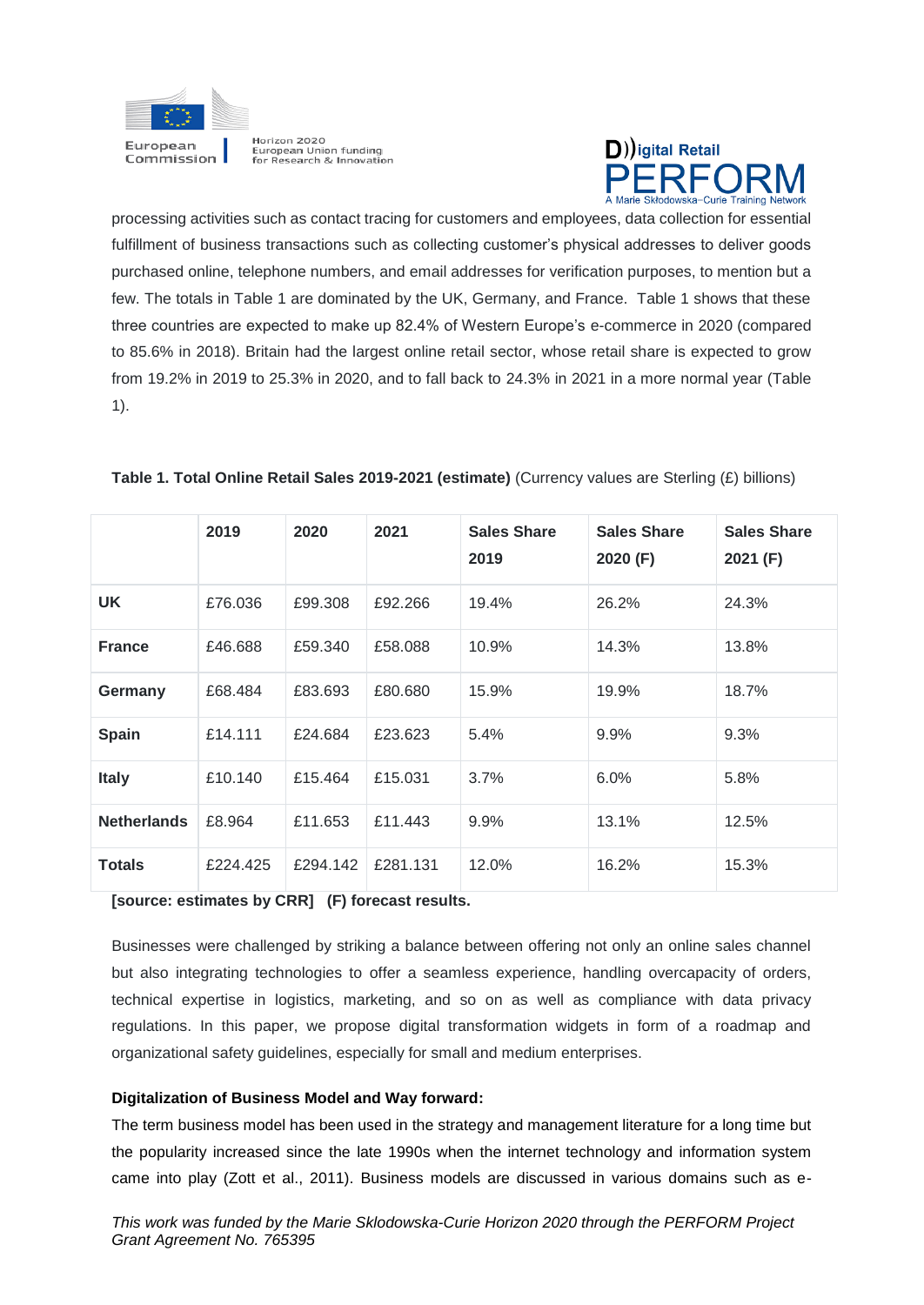processing activities such as contact tracing for customers and employees, data collection for essential fulfillment of business transactions such as collecting customer's physical addresses to deliver goods purchased online, telephone numbers, and email addresses for verification purposes, to mention but a few. The totals in Table 1 are dominated by the UK, Germany, and France. Table 1 shows that these three countries are expected to make up 82.4% of Western Europe's e-commerce in 2020 (compared to 85.6% in 2018). Britain had the largest online retail sector, whose retail share is expected to grow from 19.2% in 2019 to 25.3% in 2020, and to fall back to 24.3% in 2021 in a more normal year (Table 1).

**Table 1. Total Online Retail Sales 2019-2021 (estimate)** (Currency values are Sterling (£) billions)

| | 2019 | 2020 | 2021 | Sales Share 2019 | Sales Share 2020 (F) | Sales Share 2021 (F) |
|---|---|---|---|---|---|---|
| **UK** | £76.036 | £99.308 | £92.266 | 19.4% | 26.2% | 24.3% |
| **France** | £46.688 | £59.340 | £58.088 | 10.9% | 14.3% | 13.8% |
| **Germany** | £68.484 | £83.693 | £80.680 | 15.9% | 19.9% | 18.7% |
| **Spain** | £14.111 | £24.684 | £23.623 | 5.4% | 9.9% | 9.3% |
| **Italy** | £10.140 | £15.464 | £15.031 | 3.7% | 6.0% | 5.8% |
| **Netherlands** | £8.964 | £11.653 | £11.443 | 9.9% | 13.1% | 12.5% |
| **Totals** | £224.425 | £294.142 | £281.131 | 12.0% | 16.2% | 15.3% |

**[source: estimates by CRR] (F) forecast results.**

Businesses were challenged by striking a balance between offering not only an online sales channel but also integrating technologies to offer a seamless experience, handling overcapacity of orders, technical expertise in logistics, marketing, and so on as well as compliance with data privacy regulations. In this paper, we propose digital transformation widgets in form of a roadmap and organizational safety guidelines, especially for small and medium enterprises.

**Digitalization of Business Model and Way forward:**

The term business model has been used in the strategy and management literature for a long time but the popularity increased since the late 1990s when the internet technology and information system came into play (Zott et al., 2011). Business models are discussed in various domains such as e-

*This work was funded by the Marie Sklodowska-Curie Horizon 2020 through the PERFORM Project Grant Agreement No. 765395*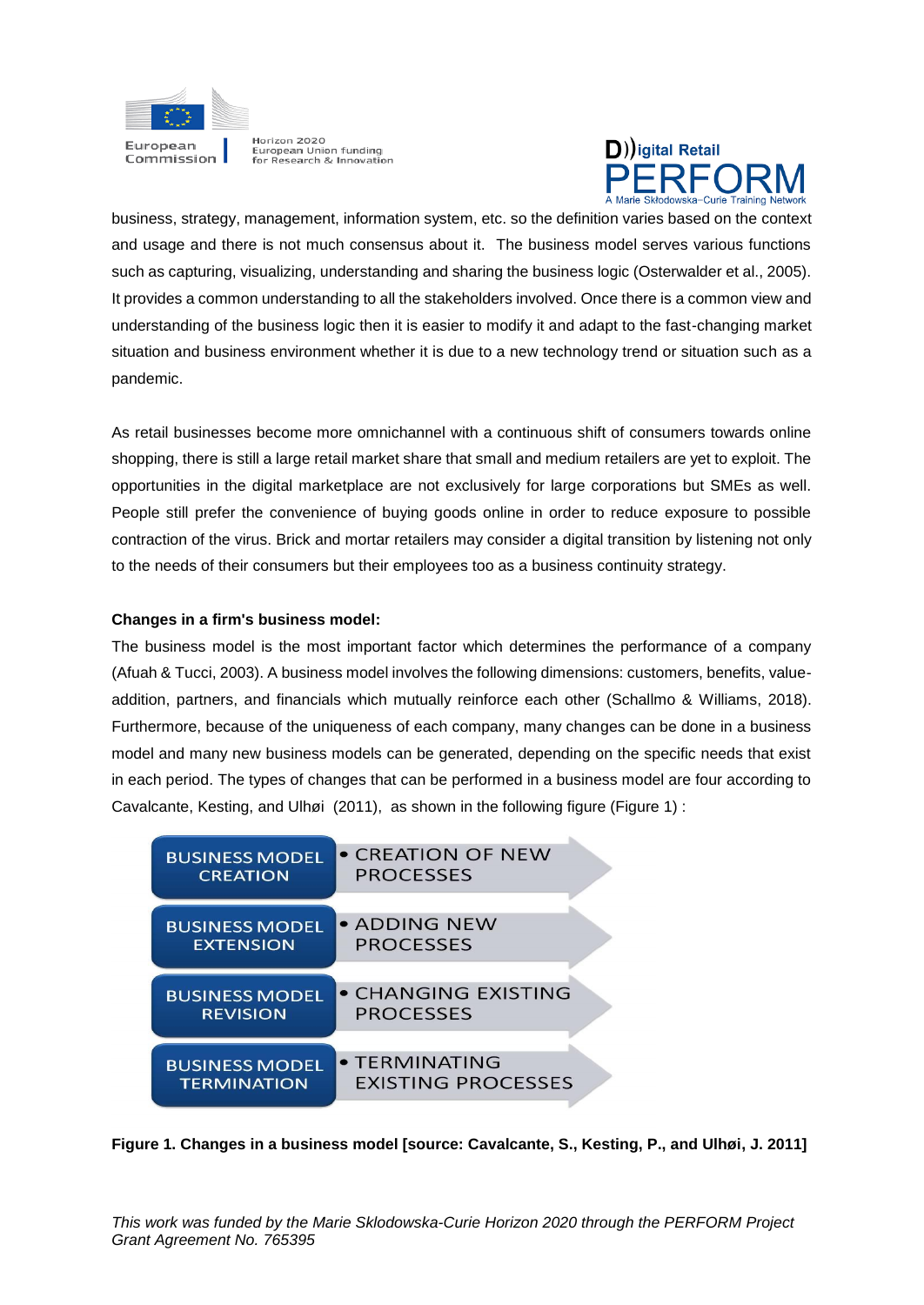business, strategy, management, information system, etc. so the definition varies based on the context and usage and there is not much consensus about it. The business model serves various functions such as capturing, visualizing, understanding and sharing the business logic (Osterwalder et al., 2005). It provides a common understanding to all the stakeholders involved. Once there is a common view and understanding of the business logic then it is easier to modify it and adapt to the fast-changing market situation and business environment whether it is due to a new technology trend or situation such as a pandemic.

As retail businesses become more omnichannel with a continuous shift of consumers towards online shopping, there is still a large retail market share that small and medium retailers are yet to exploit. The opportunities in the digital marketplace are not exclusively for large corporations but SMEs as well. People still prefer the convenience of buying goods online in order to reduce exposure to possible contraction of the virus. Brick and mortar retailers may consider a digital transition by listening not only to the needs of their consumers but their employees too as a business continuity strategy.

**Changes in a firm's business model:**

The business model is the most important factor which determines the performance of a company (Afuah & Tucci, 2003). A business model involves the following dimensions: customers, benefits, value-addition, partners, and financials which mutually reinforce each other (Schallmo & Williams, 2018). Furthermore, because of the uniqueness of each company, many changes can be done in a business model and many new business models can be generated, depending on the specific needs that exist in each period. The types of changes that can be performed in a business model are four according to Cavalcante, Kesting, and Ulhøi (2011), as shown in the following figure (Figure 1) :

| | |
|---|---|
| BUSINESS MODEL CREATION | • CREATION OF NEW PROCESSES |
| BUSINESS MODEL EXTENSION | • ADDING NEW PROCESSES |
| BUSINESS MODEL REVISION | • CHANGING EXISTING PROCESSES |
| BUSINESS MODEL TERMINATION | • TERMINATING EXISTING PROCESSES |

**Figure 1. Changes in a business model [source: Cavalcante, S., Kesting, P., and Ulhøi, J. 2011]**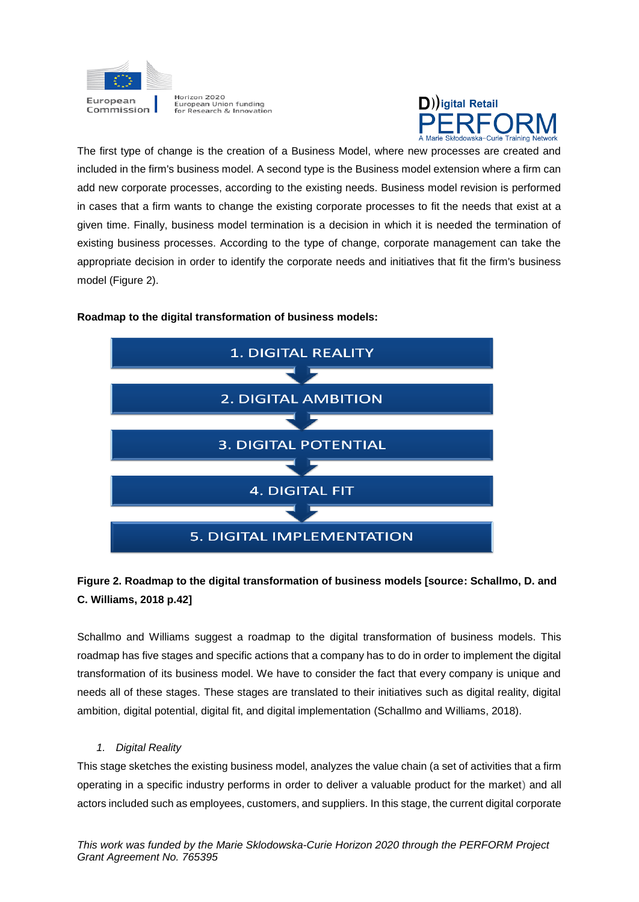The first type of change is the creation of a Business Model, where new processes are created and included in the firm's business model. A second type is the Business model extension where a firm can add new corporate processes, according to the existing needs. Business model revision is performed in cases that a firm wants to change the existing corporate processes to fit the needs that exist at a given time. Finally, business model termination is a decision in which it is needed the termination of existing business processes. According to the type of change, corporate management can take the appropriate decision in order to identify the corporate needs and initiatives that fit the firm's business model (Figure 2).

**Roadmap to the digital transformation of business models:**

1. DIGITAL REALITY
2. DIGITAL AMBITION
3. DIGITAL POTENTIAL
4. DIGITAL FIT
5. DIGITAL IMPLEMENTATION

**Figure 2. Roadmap to the digital transformation of business models [source: Schallmo, D. and C. Williams, 2018 p.42]**

Schallmo and Williams suggest a roadmap to the digital transformation of business models. This roadmap has five stages and specific actions that a company has to do in order to implement the digital transformation of its business model. We have to consider the fact that every company is unique and needs all of these stages. These stages are translated to their initiatives such as digital reality, digital ambition, digital potential, digital fit, and digital implementation (Schallmo and Williams, 2018).

1. *Digital Reality*

This stage sketches the existing business model, analyzes the value chain (a set of activities that a firm operating in a specific industry performs in order to deliver a valuable product for the market) and all actors included such as employees, customers, and suppliers. In this stage, the current digital corporate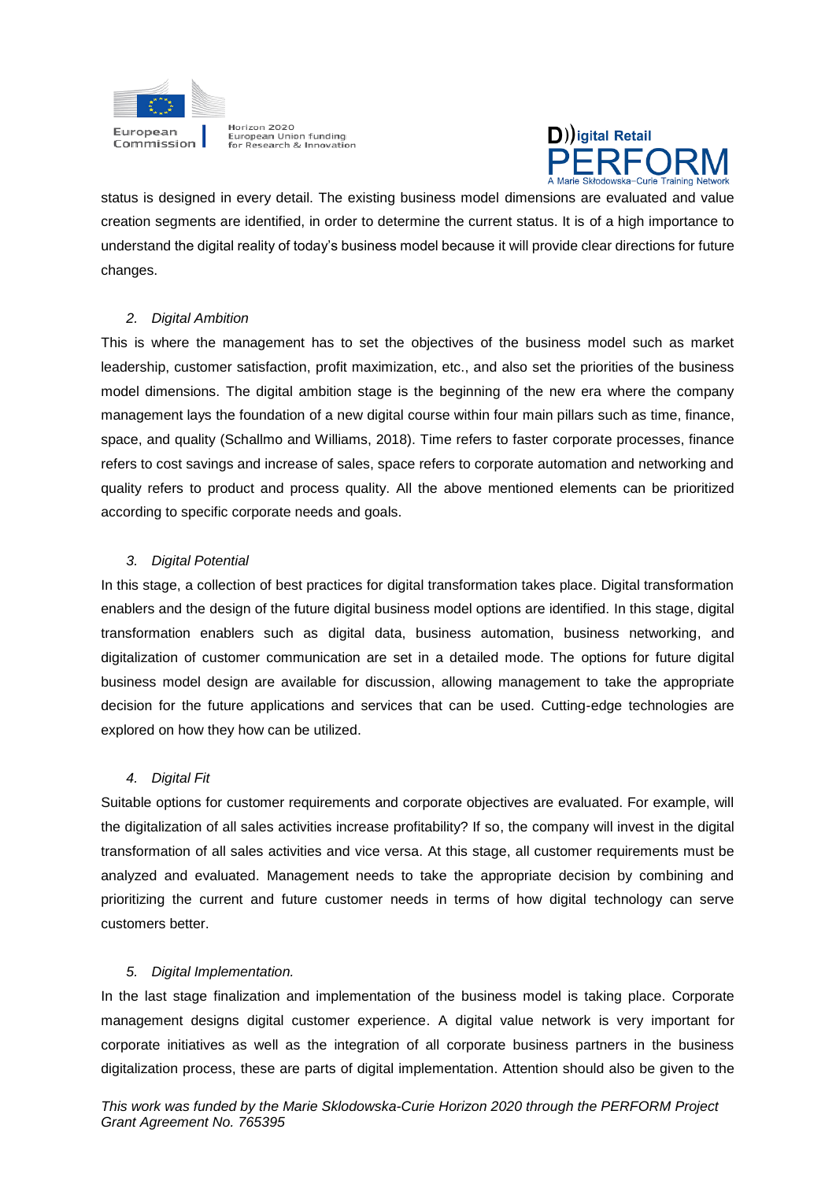status is designed in every detail. The existing business model dimensions are evaluated and value creation segments are identified, in order to determine the current status. It is of a high importance to understand the digital reality of today's business model because it will provide clear directions for future changes.

2. *Digital Ambition*

This is where the management has to set the objectives of the business model such as market leadership, customer satisfaction, profit maximization, etc., and also set the priorities of the business model dimensions. The digital ambition stage is the beginning of the new era where the company management lays the foundation of a new digital course within four main pillars such as time, finance, space, and quality (Schallmo and Williams, 2018). Time refers to faster corporate processes, finance refers to cost savings and increase of sales, space refers to corporate automation and networking and quality refers to product and process quality. All the above mentioned elements can be prioritized according to specific corporate needs and goals.

3. *Digital Potential*

In this stage, a collection of best practices for digital transformation takes place. Digital transformation enablers and the design of the future digital business model options are identified. In this stage, digital transformation enablers such as digital data, business automation, business networking, and digitalization of customer communication are set in a detailed mode. The options for future digital business model design are available for discussion, allowing management to take the appropriate decision for the future applications and services that can be used. Cutting-edge technologies are explored on how they how can be utilized.

4. *Digital Fit*

Suitable options for customer requirements and corporate objectives are evaluated. For example, will the digitalization of all sales activities increase profitability? If so, the company will invest in the digital transformation of all sales activities and vice versa. At this stage, all customer requirements must be analyzed and evaluated. Management needs to take the appropriate decision by combining and prioritizing the current and future customer needs in terms of how digital technology can serve customers better.

5. *Digital Implementation.*

In the last stage finalization and implementation of the business model is taking place. Corporate management designs digital customer experience. A digital value network is very important for corporate initiatives as well as the integration of all corporate business partners in the business digitalization process, these are parts of digital implementation. Attention should also be given to the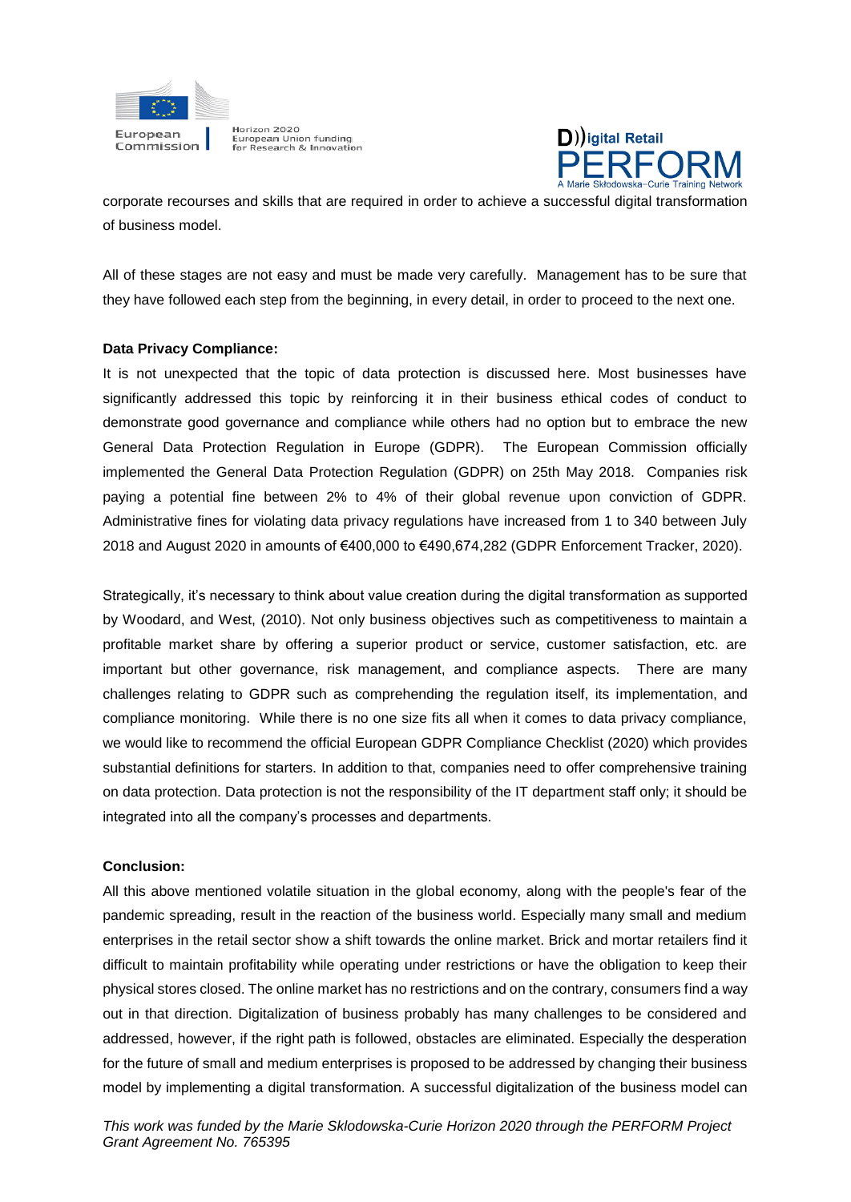corporate recourses and skills that are required in order to achieve a successful digital transformation of business model.

All of these stages are not easy and must be made very carefully. Management has to be sure that they have followed each step from the beginning, in every detail, in order to proceed to the next one.

**Data Privacy Compliance:**

It is not unexpected that the topic of data protection is discussed here. Most businesses have significantly addressed this topic by reinforcing it in their business ethical codes of conduct to demonstrate good governance and compliance while others had no option but to embrace the new General Data Protection Regulation in Europe (GDPR). The European Commission officially implemented the General Data Protection Regulation (GDPR) on 25th May 2018. Companies risk paying a potential fine between 2% to 4% of their global revenue upon conviction of GDPR. Administrative fines for violating data privacy regulations have increased from 1 to 340 between July 2018 and August 2020 in amounts of €400,000 to €490,674,282 (GDPR Enforcement Tracker, 2020).

Strategically, it's necessary to think about value creation during the digital transformation as supported by Woodard, and West, (2010). Not only business objectives such as competitiveness to maintain a profitable market share by offering a superior product or service, customer satisfaction, etc. are important but other governance, risk management, and compliance aspects. There are many challenges relating to GDPR such as comprehending the regulation itself, its implementation, and compliance monitoring. While there is no one size fits all when it comes to data privacy compliance, we would like to recommend the official European GDPR Compliance Checklist (2020) which provides substantial definitions for starters. In addition to that, companies need to offer comprehensive training on data protection. Data protection is not the responsibility of the IT department staff only; it should be integrated into all the company's processes and departments.

**Conclusion:**

All this above mentioned volatile situation in the global economy, along with the people's fear of the pandemic spreading, result in the reaction of the business world. Especially many small and medium enterprises in the retail sector show a shift towards the online market. Brick and mortar retailers find it difficult to maintain profitability while operating under restrictions or have the obligation to keep their physical stores closed. The online market has no restrictions and on the contrary, consumers find a way out in that direction. Digitalization of business probably has many challenges to be considered and addressed, however, if the right path is followed, obstacles are eliminated. Especially the desperation for the future of small and medium enterprises is proposed to be addressed by changing their business model by implementing a digital transformation. A successful digitalization of the business model can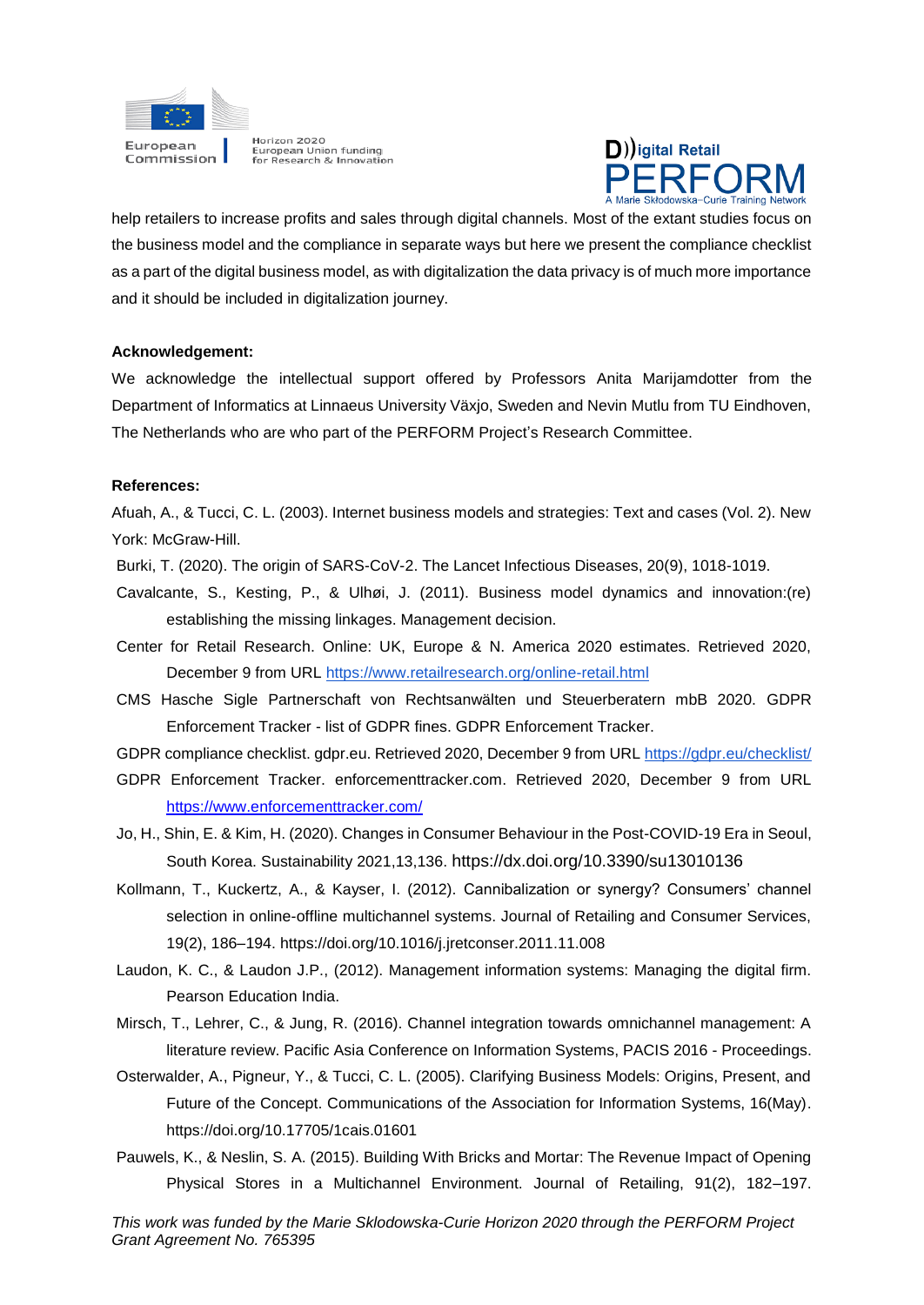help retailers to increase profits and sales through digital channels. Most of the extant studies focus on the business model and the compliance in separate ways but here we present the compliance checklist as a part of the digital business model, as with digitalization the data privacy is of much more importance and it should be included in digitalization journey.

**Acknowledgement:**

We acknowledge the intellectual support offered by Professors Anita Marijamdotter from the Department of Informatics at Linnaeus University Växjo, Sweden and Nevin Mutlu from TU Eindhoven, The Netherlands who are who part of the PERFORM Project's Research Committee.

**References:**

Afuah, A., & Tucci, C. L. (2003). Internet business models and strategies: Text and cases (Vol. 2). New York: McGraw-Hill.

Burki, T. (2020). The origin of SARS-CoV-2. The Lancet Infectious Diseases, 20(9), 1018-1019.

Cavalcante, S., Kesting, P., & Ulhøi, J. (2011). Business model dynamics and innovation:(re) establishing the missing linkages. Management decision.

Center for Retail Research. Online: UK, Europe & N. America 2020 estimates. Retrieved 2020, December 9 from URL https://www.retailresearch.org/online-retail.html

CMS Hasche Sigle Partnerschaft von Rechtsanwälten und Steuerberatern mbB 2020. GDPR Enforcement Tracker - list of GDPR fines. GDPR Enforcement Tracker.

GDPR compliance checklist. gdpr.eu. Retrieved 2020, December 9 from URL https://gdpr.eu/checklist/

GDPR Enforcement Tracker. enforcementtracker.com. Retrieved 2020, December 9 from URL https://www.enforcementtracker.com/

Jo, H., Shin, E. & Kim, H. (2020). Changes in Consumer Behaviour in the Post-COVID-19 Era in Seoul, South Korea. Sustainability 2021,13,136. https://dx.doi.org/10.3390/su13010136

Kollmann, T., Kuckertz, A., & Kayser, I. (2012). Cannibalization or synergy? Consumers' channel selection in online-offline multichannel systems. Journal of Retailing and Consumer Services, 19(2), 186–194. https://doi.org/10.1016/j.jretconser.2011.11.008

Laudon, K. C., & Laudon J.P., (2012). Management information systems: Managing the digital firm. Pearson Education India.

Mirsch, T., Lehrer, C., & Jung, R. (2016). Channel integration towards omnichannel management: A literature review. Pacific Asia Conference on Information Systems, PACIS 2016 - Proceedings.

Osterwalder, A., Pigneur, Y., & Tucci, C. L. (2005). Clarifying Business Models: Origins, Present, and Future of the Concept. Communications of the Association for Information Systems, 16(May). https://doi.org/10.17705/1cais.01601

Pauwels, K., & Neslin, S. A. (2015). Building With Bricks and Mortar: The Revenue Impact of Opening Physical Stores in a Multichannel Environment. Journal of Retailing, 91(2), 182–197.

*This work was funded by the Marie Sklodowska-Curie Horizon 2020 through the PERFORM Project Grant Agreement No. 765395*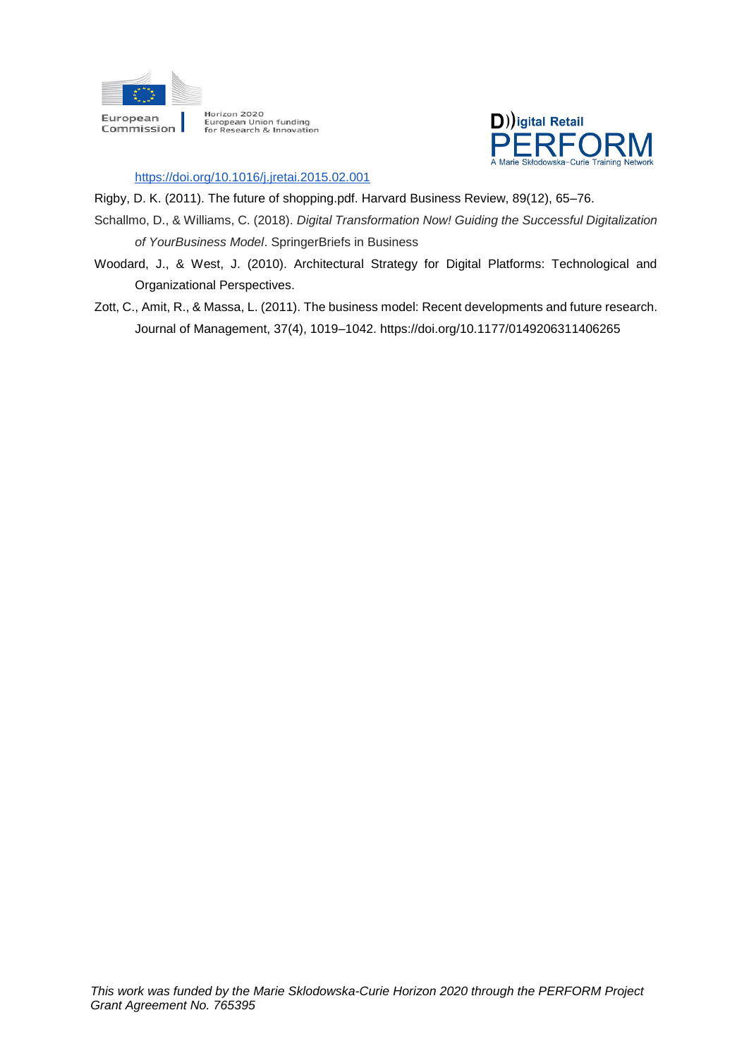https://doi.org/10.1016/j.jretai.2015.02.001

Rigby, D. K. (2011). The future of shopping.pdf. Harvard Business Review, 89(12), 65–76.

Schallmo, D., & Williams, C. (2018). *Digital Transformation Now! Guiding the Successful Digitalization of YourBusiness Model*. SpringerBriefs in Business

Woodard, J., & West, J. (2010). Architectural Strategy for Digital Platforms: Technological and Organizational Perspectives.

Zott, C., Amit, R., & Massa, L. (2011). The business model: Recent developments and future research. Journal of Management, 37(4), 1019–1042. https://doi.org/10.1177/0149206311406265